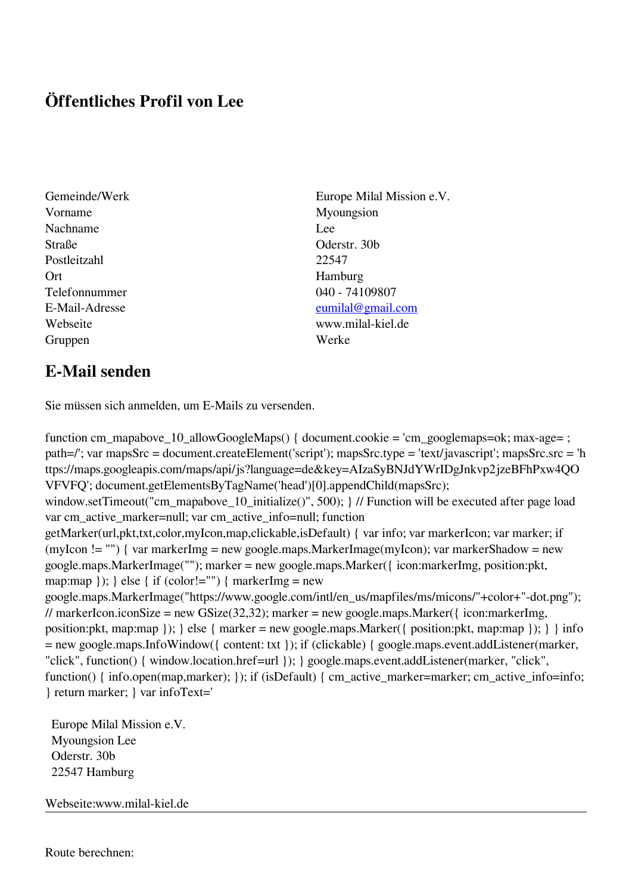# Öffentliches Profil von Lee

| | |
|---|---|
| Gemeinde/Werk | Europe Milal Mission e.V. |
| Vorname | Myoungsion |
| Nachname | Lee |
| Straße | Oderstr. 30b |
| Postleitzahl | 22547 |
| Ort | Hamburg |
| Telefonnummer | 040 - 74109807 |
| E-Mail-Adresse | eumilal@gmail.com |
| Webseite | www.milal-kiel.de |
| Gruppen | Werke |

## E-Mail senden

Sie müssen sich anmelden, um E-Mails zu versenden.

```
function cm_mapabove_10_allowGoogleMaps() { document.cookie = 'cm_googlemaps=ok; max-age= ; path=/'; var mapsSrc = document.createElement('script'); mapsSrc.type = 'text/javascript'; mapsSrc.src = 'https://maps.googleapis.com/maps/api/js?language=de&key=AIzaSyBNJdYWrIDgJnkvp2jzeBFhPxw4QOVFVFQ'; document.getElementsByTagName('head')[0].appendChild(mapsSrc); window.setTimeout("cm_mapabove_10_initialize()", 500); } // Function will be executed after page load var cm_active_marker=null; var cm_active_info=null; function getMarker(url,pkt,txt,color,myIcon,map,clickable,isDefault) { var info; var markerIcon; var marker; if (myIcon != "") { var markerImg = new google.maps.MarkerImage(myIcon); var markerShadow = new google.maps.MarkerImage(""); marker = new google.maps.Marker({ icon:markerImg, position:pkt, map:map }); } else { if (color!="") { markerImg = new google.maps.MarkerImage("https://www.google.com/intl/en_us/mapfiles/ms/micons/"+color+"-dot.png"); // markerIcon.iconSize = new GSize(32,32); marker = new google.maps.Marker({ icon:markerImg, position:pkt, map:map }); } else { marker = new google.maps.Marker({ position:pkt, map:map }); } } info = new google.maps.InfoWindow({ content: txt }); if (clickable) { google.maps.event.addListener(marker, "click", function() { window.location.href=url }); } google.maps.event.addListener(marker, "click", function() { info.open(map,marker); }); if (isDefault) { cm_active_marker=marker; cm_active_info=info; } return marker; } var infoText='
```

Europe Milal Mission e.V.
Myoungsion Lee
Oderstr. 30b
22547 Hamburg

Webseite:www.milal-kiel.de

---

Route berechnen: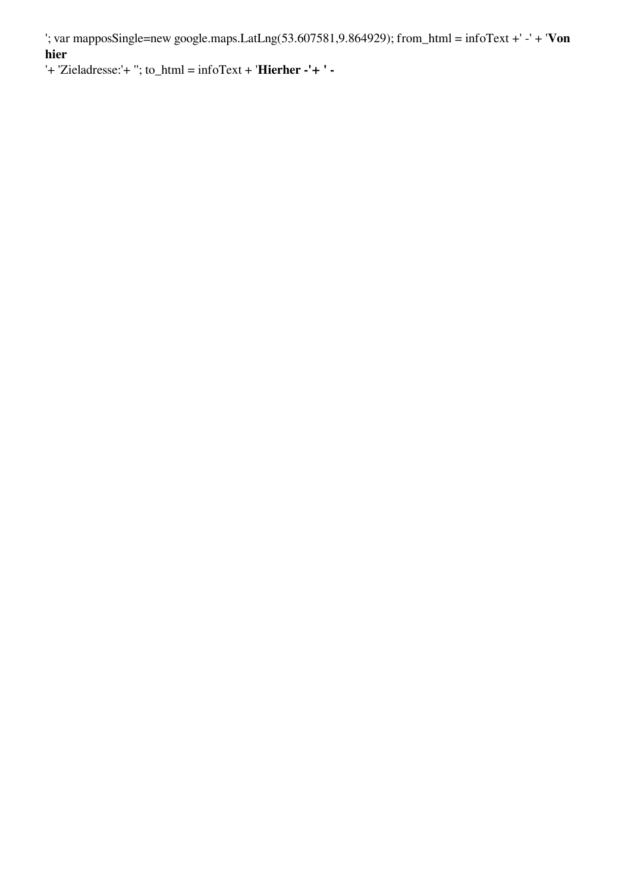'; var mapposSingle=new google.maps.LatLng(53.607581,9.864929); from_html = infoText +' -' + '**Von hier**

'+ 'Zieladresse:'+ ''; to_html = infoText + '**Hierher -'+ ' -**